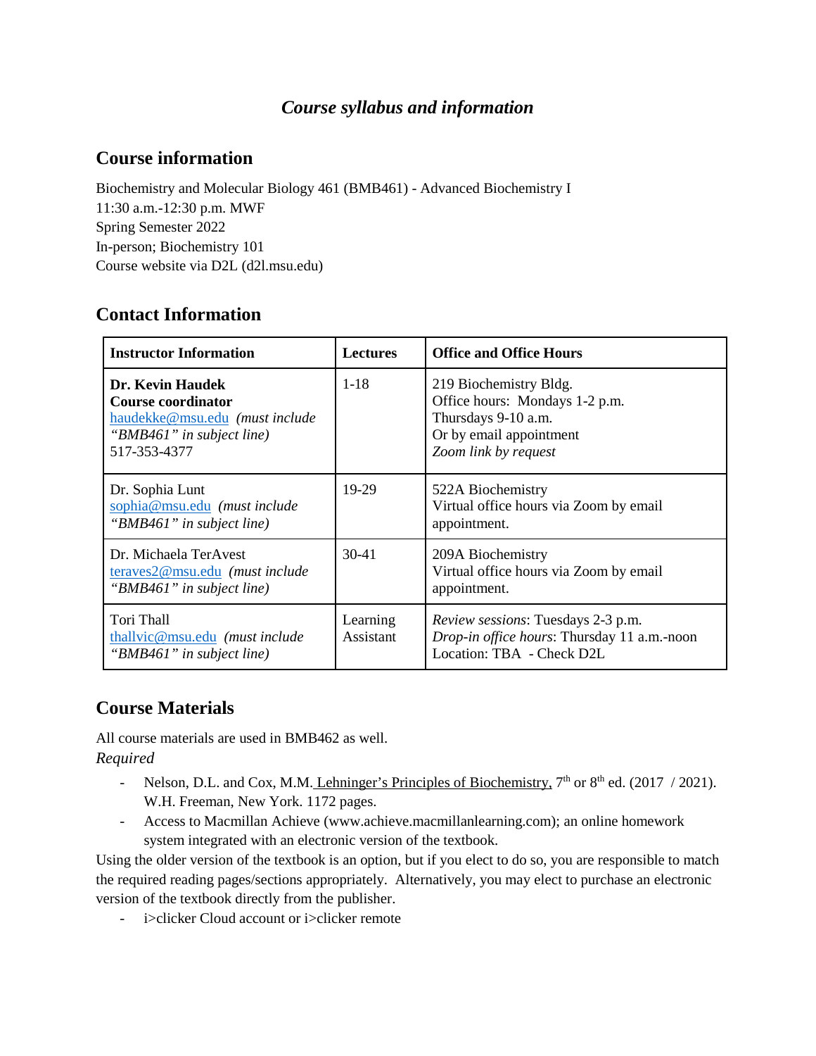# *Course syllabus and information*

## Course information

Biochemistry and Molecular Biology 461 (BMB461) - Advanced Biochemistry I
11:30 a.m.-12:30 p.m. MWF
Spring Semester 2022
In-person; Biochemistry 101
Course website via D2L (d2l.msu.edu)

## Contact Information

| Instructor Information | Lectures | Office and Office Hours |
|---|---|---|
| **Dr. Kevin Haudek**<br>**Course coordinator**<br>haudekke@msu.edu *(must include "BMB461" in subject line)*<br>517-353-4377 | 1-18 | 219 Biochemistry Bldg.<br>Office hours: Mondays 1-2 p.m.<br>Thursdays 9-10 a.m.<br>Or by email appointment<br>*Zoom link by request* |
| Dr. Sophia Lunt<br>sophia@msu.edu *(must include "BMB461" in subject line)* | 19-29 | 522A Biochemistry<br>Virtual office hours via Zoom by email appointment. |
| Dr. Michaela TerAvest<br>teraves2@msu.edu *(must include "BMB461" in subject line)* | 30-41 | 209A Biochemistry<br>Virtual office hours via Zoom by email appointment. |
| Tori Thall<br>thallvic@msu.edu *(must include "BMB461" in subject line)* | Learning Assistant | *Review sessions*: Tuesdays 2-3 p.m.<br>*Drop-in office hours*: Thursday 11 a.m.-noon<br>Location: TBA - Check D2L |

## Course Materials

All course materials are used in BMB462 as well.

*Required*

- Nelson, D.L. and Cox, M.M. Lehninger's Principles of Biochemistry, 7th or 8th ed. (2017 / 2021). W.H. Freeman, New York. 1172 pages.
- Access to Macmillan Achieve (www.achieve.macmillanlearning.com); an online homework system integrated with an electronic version of the textbook.

Using the older version of the textbook is an option, but if you elect to do so, you are responsible to match the required reading pages/sections appropriately. Alternatively, you may elect to purchase an electronic version of the textbook directly from the publisher.

- i>clicker Cloud account or i>clicker remote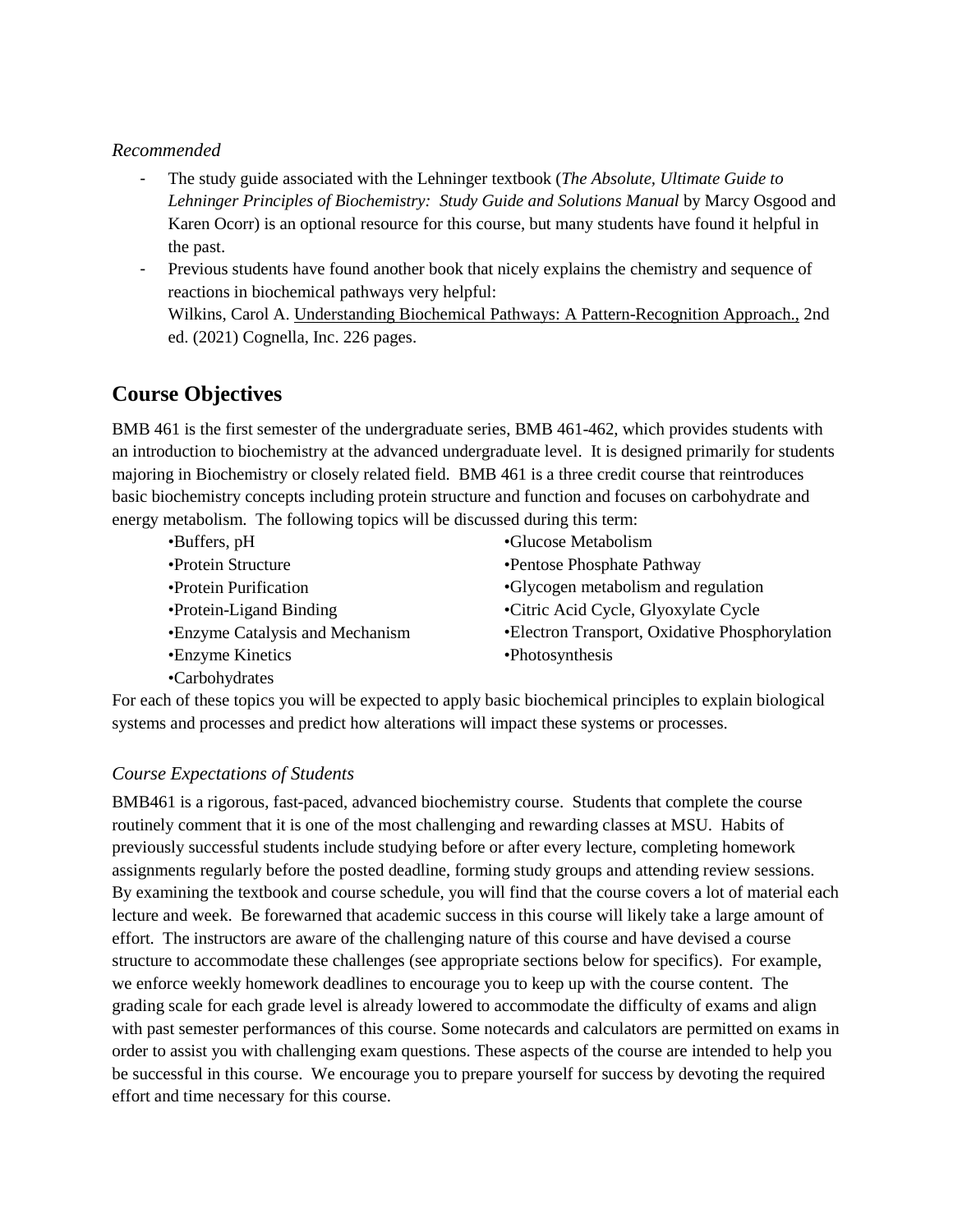*Recommended*

- The study guide associated with the Lehninger textbook (*The Absolute, Ultimate Guide to Lehninger Principles of Biochemistry: Study Guide and Solutions Manual* by Marcy Osgood and Karen Ocorr) is an optional resource for this course, but many students have found it helpful in the past.
- Previous students have found another book that nicely explains the chemistry and sequence of reactions in biochemical pathways very helpful:
  Wilkins, Carol A. Understanding Biochemical Pathways: A Pattern-Recognition Approach., 2nd ed. (2021) Cognella, Inc. 226 pages.

## Course Objectives

BMB 461 is the first semester of the undergraduate series, BMB 461-462, which provides students with an introduction to biochemistry at the advanced undergraduate level. It is designed primarily for students majoring in Biochemistry or closely related field. BMB 461 is a three credit course that reintroduces basic biochemistry concepts including protein structure and function and focuses on carbohydrate and energy metabolism. The following topics will be discussed during this term:

- •Buffers, pH
- •Protein Structure
- •Protein Purification
- •Protein-Ligand Binding
- •Enzyme Catalysis and Mechanism
- •Enzyme Kinetics
- •Carbohydrates
- •Glucose Metabolism
- •Pentose Phosphate Pathway
- •Glycogen metabolism and regulation
- •Citric Acid Cycle, Glyoxylate Cycle
- •Electron Transport, Oxidative Phosphorylation
- •Photosynthesis

For each of these topics you will be expected to apply basic biochemical principles to explain biological systems and processes and predict how alterations will impact these systems or processes.

### *Course Expectations of Students*

BMB461 is a rigorous, fast-paced, advanced biochemistry course. Students that complete the course routinely comment that it is one of the most challenging and rewarding classes at MSU. Habits of previously successful students include studying before or after every lecture, completing homework assignments regularly before the posted deadline, forming study groups and attending review sessions. By examining the textbook and course schedule, you will find that the course covers a lot of material each lecture and week. Be forewarned that academic success in this course will likely take a large amount of effort. The instructors are aware of the challenging nature of this course and have devised a course structure to accommodate these challenges (see appropriate sections below for specifics). For example, we enforce weekly homework deadlines to encourage you to keep up with the course content. The grading scale for each grade level is already lowered to accommodate the difficulty of exams and align with past semester performances of this course. Some notecards and calculators are permitted on exams in order to assist you with challenging exam questions. These aspects of the course are intended to help you be successful in this course. We encourage you to prepare yourself for success by devoting the required effort and time necessary for this course.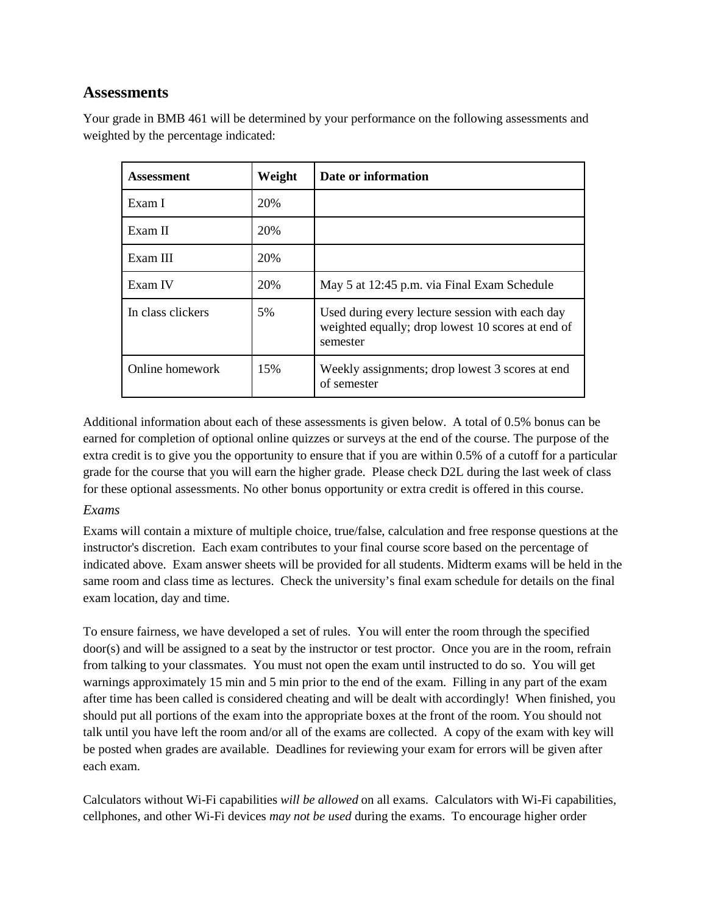## Assessments

Your grade in BMB 461 will be determined by your performance on the following assessments and weighted by the percentage indicated:

| Assessment | Weight | Date or information |
|---|---|---|
| Exam I | 20% | |
| Exam II | 20% | |
| Exam III | 20% | |
| Exam IV | 20% | May 5 at 12:45 p.m. via Final Exam Schedule |
| In class clickers | 5% | Used during every lecture session with each day weighted equally; drop lowest 10 scores at end of semester |
| Online homework | 15% | Weekly assignments; drop lowest 3 scores at end of semester |

Additional information about each of these assessments is given below. A total of 0.5% bonus can be earned for completion of optional online quizzes or surveys at the end of the course. The purpose of the extra credit is to give you the opportunity to ensure that if you are within 0.5% of a cutoff for a particular grade for the course that you will earn the higher grade. Please check D2L during the last week of class for these optional assessments. No other bonus opportunity or extra credit is offered in this course.

### *Exams*

Exams will contain a mixture of multiple choice, true/false, calculation and free response questions at the instructor's discretion. Each exam contributes to your final course score based on the percentage of indicated above. Exam answer sheets will be provided for all students. Midterm exams will be held in the same room and class time as lectures. Check the university's final exam schedule for details on the final exam location, day and time.

To ensure fairness, we have developed a set of rules. You will enter the room through the specified door(s) and will be assigned to a seat by the instructor or test proctor. Once you are in the room, refrain from talking to your classmates. You must not open the exam until instructed to do so. You will get warnings approximately 15 min and 5 min prior to the end of the exam. Filling in any part of the exam after time has been called is considered cheating and will be dealt with accordingly! When finished, you should put all portions of the exam into the appropriate boxes at the front of the room. You should not talk until you have left the room and/or all of the exams are collected. A copy of the exam with key will be posted when grades are available. Deadlines for reviewing your exam for errors will be given after each exam.

Calculators without Wi-Fi capabilities *will be allowed* on all exams. Calculators with Wi-Fi capabilities, cellphones, and other Wi-Fi devices *may not be used* during the exams. To encourage higher order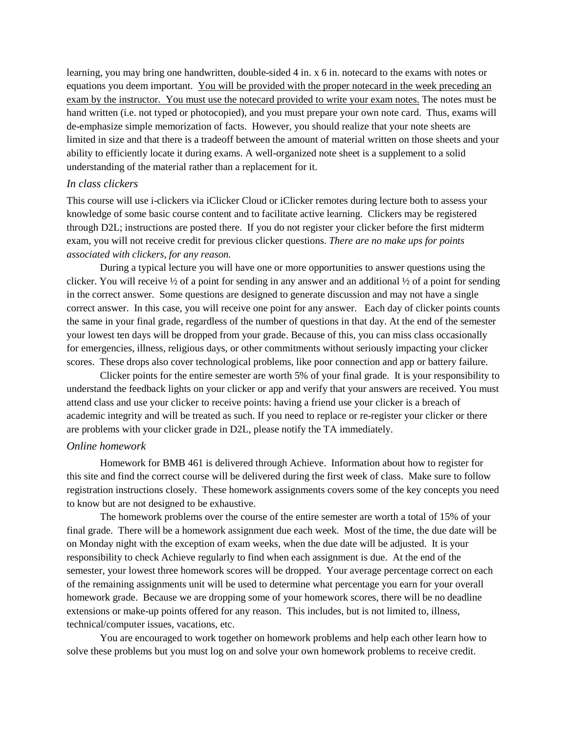learning, you may bring one handwritten, double-sided 4 in. x 6 in. notecard to the exams with notes or equations you deem important. <u>You will be provided with the proper notecard in the week preceding an exam by the instructor. You must use the notecard provided to write your exam notes.</u> The notes must be hand written (i.e. not typed or photocopied), and you must prepare your own note card. Thus, exams will de-emphasize simple memorization of facts. However, you should realize that your note sheets are limited in size and that there is a tradeoff between the amount of material written on those sheets and your ability to efficiently locate it during exams. A well-organized note sheet is a supplement to a solid understanding of the material rather than a replacement for it.

### *In class clickers*

This course will use i-clickers via iClicker Cloud or iClicker remotes during lecture both to assess your knowledge of some basic course content and to facilitate active learning. Clickers may be registered through D2L; instructions are posted there. If you do not register your clicker before the first midterm exam, you will not receive credit for previous clicker questions. *There are no make ups for points associated with clickers, for any reason.*

During a typical lecture you will have one or more opportunities to answer questions using the clicker. You will receive ½ of a point for sending in any answer and an additional ½ of a point for sending in the correct answer. Some questions are designed to generate discussion and may not have a single correct answer. In this case, you will receive one point for any answer. Each day of clicker points counts the same in your final grade, regardless of the number of questions in that day. At the end of the semester your lowest ten days will be dropped from your grade. Because of this, you can miss class occasionally for emergencies, illness, religious days, or other commitments without seriously impacting your clicker scores. These drops also cover technological problems, like poor connection and app or battery failure.

Clicker points for the entire semester are worth 5% of your final grade. It is your responsibility to understand the feedback lights on your clicker or app and verify that your answers are received. You must attend class and use your clicker to receive points: having a friend use your clicker is a breach of academic integrity and will be treated as such. If you need to replace or re-register your clicker or there are problems with your clicker grade in D2L, please notify the TA immediately.

### *Online homework*

Homework for BMB 461 is delivered through Achieve. Information about how to register for this site and find the correct course will be delivered during the first week of class. Make sure to follow registration instructions closely. These homework assignments covers some of the key concepts you need to know but are not designed to be exhaustive.

The homework problems over the course of the entire semester are worth a total of 15% of your final grade. There will be a homework assignment due each week. Most of the time, the due date will be on Monday night with the exception of exam weeks, when the due date will be adjusted. It is your responsibility to check Achieve regularly to find when each assignment is due. At the end of the semester, your lowest three homework scores will be dropped. Your average percentage correct on each of the remaining assignments unit will be used to determine what percentage you earn for your overall homework grade. Because we are dropping some of your homework scores, there will be no deadline extensions or make-up points offered for any reason. This includes, but is not limited to, illness, technical/computer issues, vacations, etc.

You are encouraged to work together on homework problems and help each other learn how to solve these problems but you must log on and solve your own homework problems to receive credit.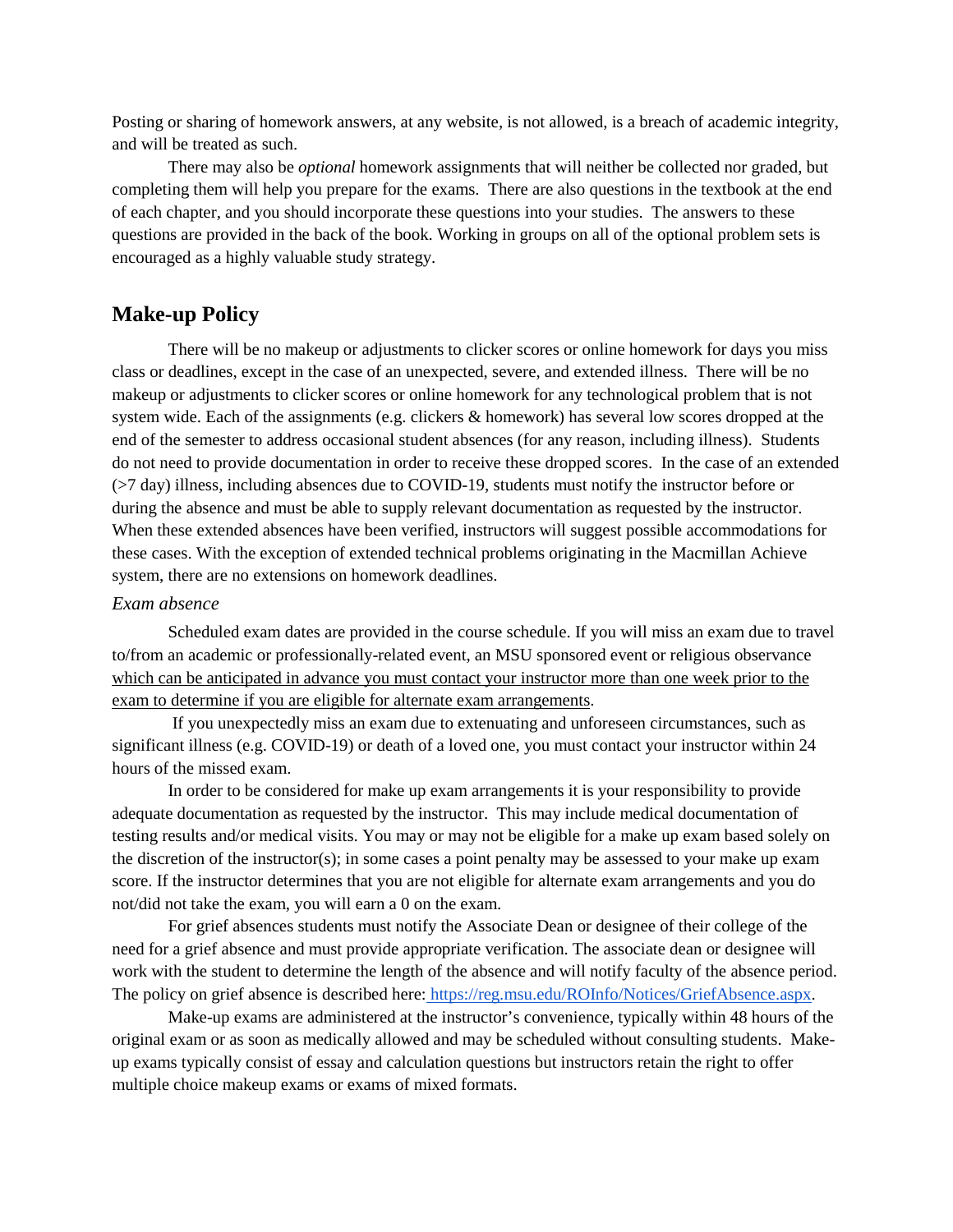Posting or sharing of homework answers, at any website, is not allowed, is a breach of academic integrity, and will be treated as such.

There may also be *optional* homework assignments that will neither be collected nor graded, but completing them will help you prepare for the exams. There are also questions in the textbook at the end of each chapter, and you should incorporate these questions into your studies. The answers to these questions are provided in the back of the book. Working in groups on all of the optional problem sets is encouraged as a highly valuable study strategy.

## Make-up Policy

There will be no makeup or adjustments to clicker scores or online homework for days you miss class or deadlines, except in the case of an unexpected, severe, and extended illness. There will be no makeup or adjustments to clicker scores or online homework for any technological problem that is not system wide. Each of the assignments (e.g. clickers & homework) has several low scores dropped at the end of the semester to address occasional student absences (for any reason, including illness). Students do not need to provide documentation in order to receive these dropped scores. In the case of an extended (>7 day) illness, including absences due to COVID-19, students must notify the instructor before or during the absence and must be able to supply relevant documentation as requested by the instructor. When these extended absences have been verified, instructors will suggest possible accommodations for these cases. With the exception of extended technical problems originating in the Macmillan Achieve system, there are no extensions on homework deadlines.

### *Exam absence*

Scheduled exam dates are provided in the course schedule. If you will miss an exam due to travel to/from an academic or professionally-related event, an MSU sponsored event or religious observance <u>which can be anticipated in advance you must contact your instructor more than one week prior to the exam to determine if you are eligible for alternate exam arrangements</u>.

If you unexpectedly miss an exam due to extenuating and unforeseen circumstances, such as significant illness (e.g. COVID-19) or death of a loved one, you must contact your instructor within 24 hours of the missed exam.

In order to be considered for make up exam arrangements it is your responsibility to provide adequate documentation as requested by the instructor. This may include medical documentation of testing results and/or medical visits. You may or may not be eligible for a make up exam based solely on the discretion of the instructor(s); in some cases a point penalty may be assessed to your make up exam score. If the instructor determines that you are not eligible for alternate exam arrangements and you do not/did not take the exam, you will earn a 0 on the exam.

For grief absences students must notify the Associate Dean or designee of their college of the need for a grief absence and must provide appropriate verification. The associate dean or designee will work with the student to determine the length of the absence and will notify faculty of the absence period. The policy on grief absence is described here: [https://reg.msu.edu/ROInfo/Notices/GriefAbsence.aspx](https://reg.msu.edu/ROInfo/Notices/GriefAbsence.aspx).

Make-up exams are administered at the instructor's convenience, typically within 48 hours of the original exam or as soon as medically allowed and may be scheduled without consulting students. Make-up exams typically consist of essay and calculation questions but instructors retain the right to offer multiple choice makeup exams or exams of mixed formats.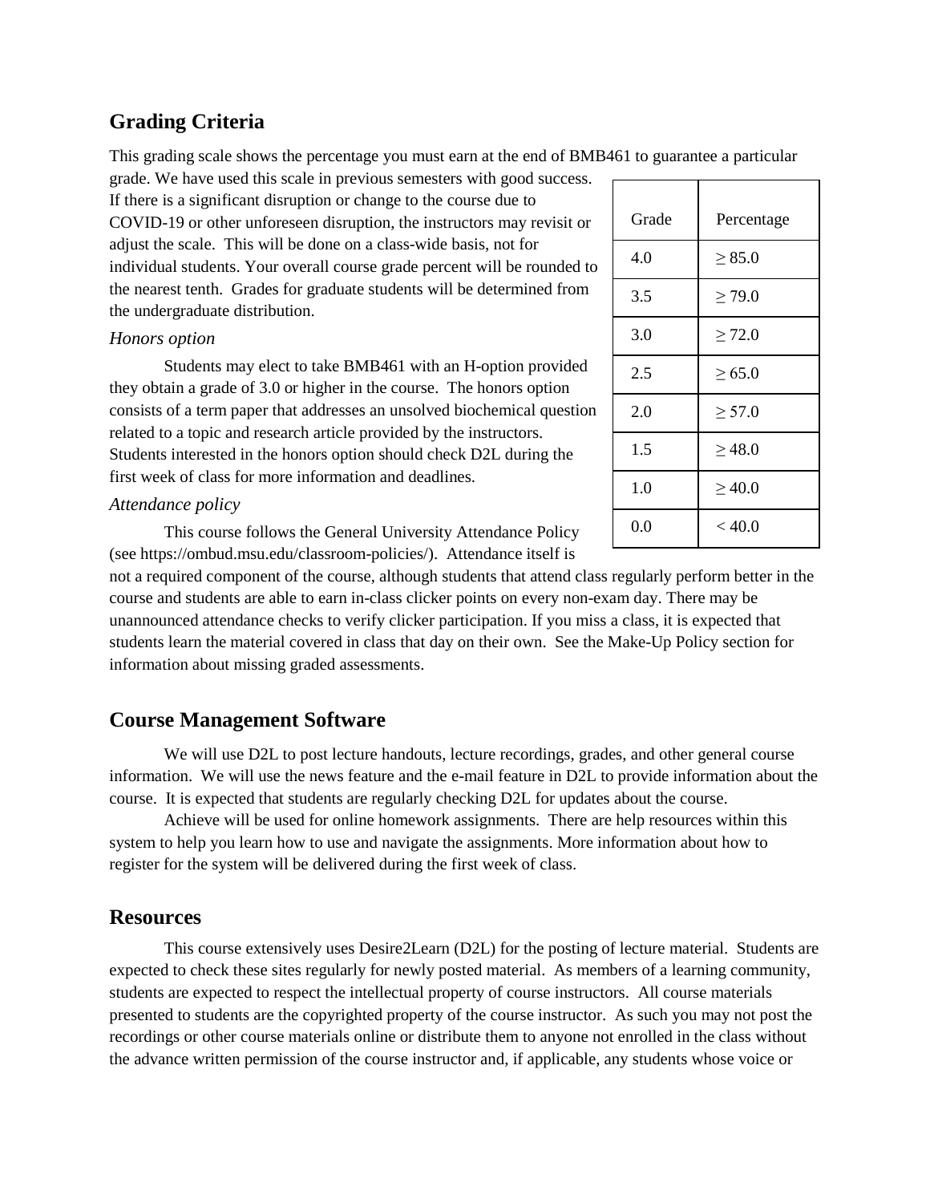## Grading Criteria

This grading scale shows the percentage you must earn at the end of BMB461 to guarantee a particular grade. We have used this scale in previous semesters with good success. If there is a significant disruption or change to the course due to COVID-19 or other unforeseen disruption, the instructors may revisit or adjust the scale. This will be done on a class-wide basis, not for individual students. Your overall course grade percent will be rounded to the nearest tenth. Grades for graduate students will be determined from the undergraduate distribution.

| Grade | Percentage |
|---|---|
| 4.0 | ≥ 85.0 |
| 3.5 | ≥ 79.0 |
| 3.0 | ≥ 72.0 |
| 2.5 | ≥ 65.0 |
| 2.0 | ≥ 57.0 |
| 1.5 | ≥ 48.0 |
| 1.0 | ≥ 40.0 |
| 0.0 | < 40.0 |

*Honors option*

Students may elect to take BMB461 with an H-option provided they obtain a grade of 3.0 or higher in the course. The honors option consists of a term paper that addresses an unsolved biochemical question related to a topic and research article provided by the instructors. Students interested in the honors option should check D2L during the first week of class for more information and deadlines.

*Attendance policy*

This course follows the General University Attendance Policy (see https://ombud.msu.edu/classroom-policies/). Attendance itself is not a required component of the course, although students that attend class regularly perform better in the course and students are able to earn in-class clicker points on every non-exam day. There may be unannounced attendance checks to verify clicker participation. If you miss a class, it is expected that students learn the material covered in class that day on their own. See the Make-Up Policy section for information about missing graded assessments.

## Course Management Software

We will use D2L to post lecture handouts, lecture recordings, grades, and other general course information. We will use the news feature and the e-mail feature in D2L to provide information about the course. It is expected that students are regularly checking D2L for updates about the course.

Achieve will be used for online homework assignments. There are help resources within this system to help you learn how to use and navigate the assignments. More information about how to register for the system will be delivered during the first week of class.

## Resources

This course extensively uses Desire2Learn (D2L) for the posting of lecture material. Students are expected to check these sites regularly for newly posted material. As members of a learning community, students are expected to respect the intellectual property of course instructors. All course materials presented to students are the copyrighted property of the course instructor. As such you may not post the recordings or other course materials online or distribute them to anyone not enrolled in the class without the advance written permission of the course instructor and, if applicable, any students whose voice or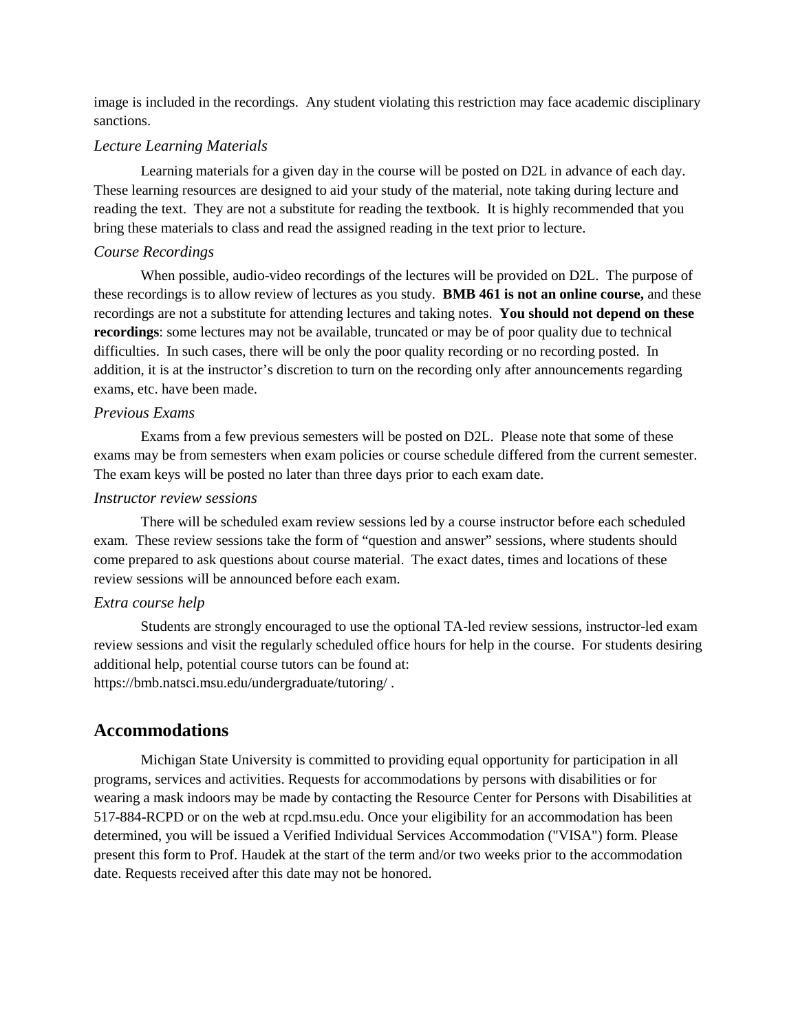image is included in the recordings.  Any student violating this restriction may face academic disciplinary sanctions.

### *Lecture Learning Materials*

Learning materials for a given day in the course will be posted on D2L in advance of each day. These learning resources are designed to aid your study of the material, note taking during lecture and reading the text.  They are not a substitute for reading the textbook.  It is highly recommended that you bring these materials to class and read the assigned reading in the text prior to lecture.

### *Course Recordings*

When possible, audio-video recordings of the lectures will be provided on D2L.  The purpose of these recordings is to allow review of lectures as you study.  **BMB 461 is not an online course,** and these recordings are not a substitute for attending lectures and taking notes.  **You should not depend on these recordings**: some lectures may not be available, truncated or may be of poor quality due to technical difficulties.  In such cases, there will be only the poor quality recording or no recording posted.  In addition, it is at the instructor's discretion to turn on the recording only after announcements regarding exams, etc. have been made.

### *Previous Exams*

Exams from a few previous semesters will be posted on D2L.  Please note that some of these exams may be from semesters when exam policies or course schedule differed from the current semester. The exam keys will be posted no later than three days prior to each exam date.

### *Instructor review sessions*

There will be scheduled exam review sessions led by a course instructor before each scheduled exam.  These review sessions take the form of "question and answer" sessions, where students should come prepared to ask questions about course material.  The exact dates, times and locations of these review sessions will be announced before each exam.

### *Extra course help*

Students are strongly encouraged to use the optional TA-led review sessions, instructor-led exam review sessions and visit the regularly scheduled office hours for help in the course.  For students desiring additional help, potential course tutors can be found at:
https://bmb.natsci.msu.edu/undergraduate/tutoring/ .

## Accommodations

Michigan State University is committed to providing equal opportunity for participation in all programs, services and activities. Requests for accommodations by persons with disabilities or for wearing a mask indoors may be made by contacting the Resource Center for Persons with Disabilities at 517-884-RCPD or on the web at rcpd.msu.edu. Once your eligibility for an accommodation has been determined, you will be issued a Verified Individual Services Accommodation ("VISA") form. Please present this form to Prof. Haudek at the start of the term and/or two weeks prior to the accommodation date. Requests received after this date may not be honored.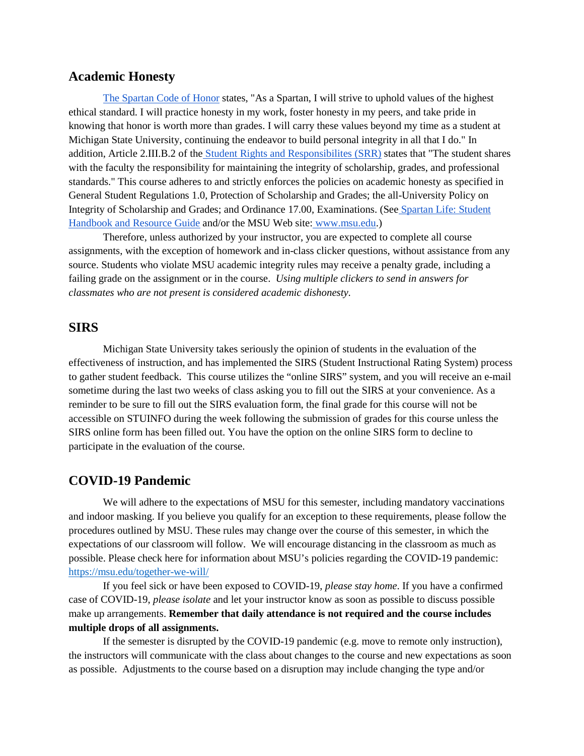## Academic Honesty

[The Spartan Code of Honor](#) states, "As a Spartan, I will strive to uphold values of the highest ethical standard. I will practice honesty in my work, foster honesty in my peers, and take pride in knowing that honor is worth more than grades. I will carry these values beyond my time as a student at Michigan State University, continuing the endeavor to build personal integrity in all that I do." In addition, Article 2.III.B.2 of the [Student Rights and Responsibilites (SRR)](#) states that "The student shares with the faculty the responsibility for maintaining the integrity of scholarship, grades, and professional standards." This course adheres to and strictly enforces the policies on academic honesty as specified in General Student Regulations 1.0, Protection of Scholarship and Grades; the all-University Policy on Integrity of Scholarship and Grades; and Ordinance 17.00, Examinations. (See [Spartan Life: Student Handbook and Resource Guide](#) and/or the MSU Web site: [www.msu.edu](#).)

Therefore, unless authorized by your instructor, you are expected to complete all course assignments, with the exception of homework and in-class clicker questions, without assistance from any source. Students who violate MSU academic integrity rules may receive a penalty grade, including a failing grade on the assignment or in the course. *Using multiple clickers to send in answers for classmates who are not present is considered academic dishonesty.*

## SIRS

Michigan State University takes seriously the opinion of students in the evaluation of the effectiveness of instruction, and has implemented the SIRS (Student Instructional Rating System) process to gather student feedback. This course utilizes the "online SIRS" system, and you will receive an e-mail sometime during the last two weeks of class asking you to fill out the SIRS at your convenience. As a reminder to be sure to fill out the SIRS evaluation form, the final grade for this course will not be accessible on STUINFO during the week following the submission of grades for this course unless the SIRS online form has been filled out. You have the option on the online SIRS form to decline to participate in the evaluation of the course.

## COVID-19 Pandemic

We will adhere to the expectations of MSU for this semester, including mandatory vaccinations and indoor masking. If you believe you qualify for an exception to these requirements, please follow the procedures outlined by MSU. These rules may change over the course of this semester, in which the expectations of our classroom will follow. We will encourage distancing in the classroom as much as possible. Please check here for information about MSU's policies regarding the COVID-19 pandemic: [https://msu.edu/together-we-will/](https://msu.edu/together-we-will/)

If you feel sick or have been exposed to COVID-19, *please stay home*. If you have a confirmed case of COVID-19, *please isolate* and let your instructor know as soon as possible to discuss possible make up arrangements. **Remember that daily attendance is not required and the course includes multiple drops of all assignments.**

If the semester is disrupted by the COVID-19 pandemic (e.g. move to remote only instruction), the instructors will communicate with the class about changes to the course and new expectations as soon as possible. Adjustments to the course based on a disruption may include changing the type and/or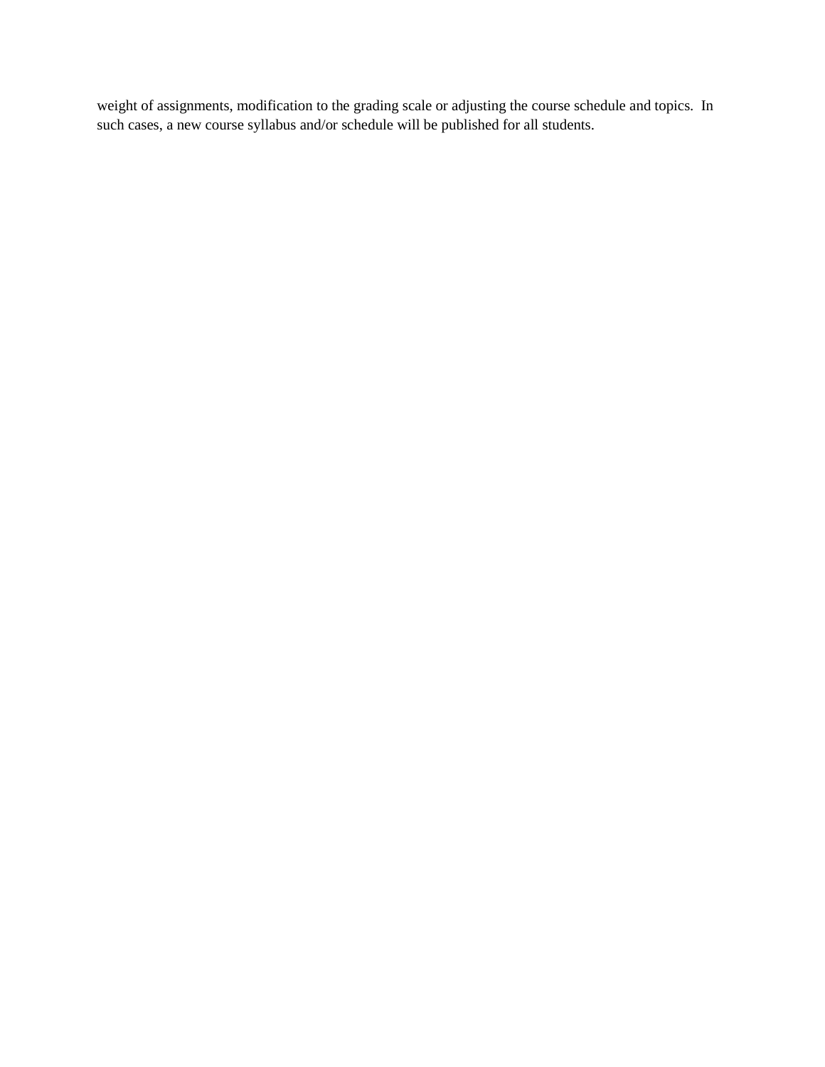weight of assignments, modification to the grading scale or adjusting the course schedule and topics. In such cases, a new course syllabus and/or schedule will be published for all students.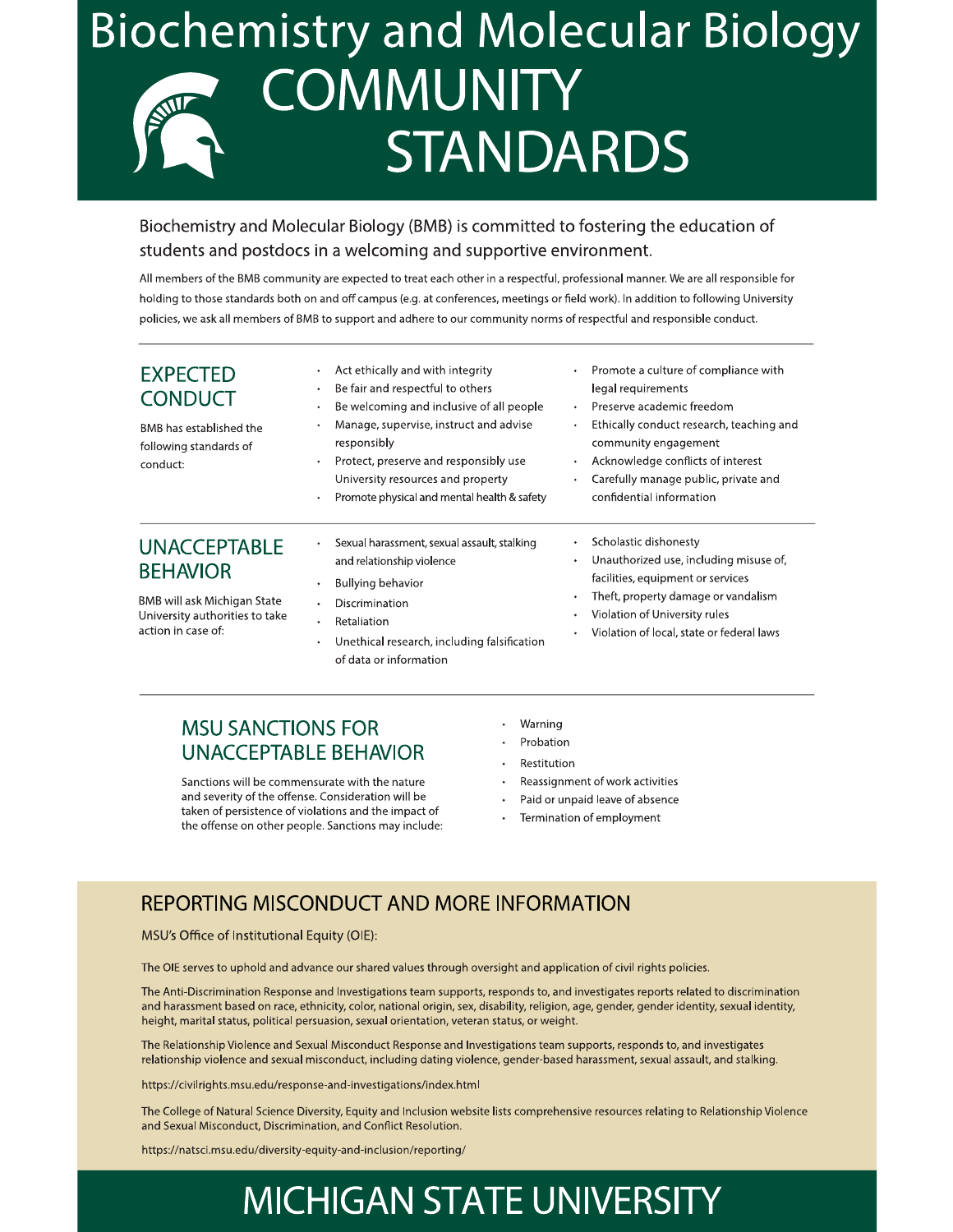# Biochemistry and Molecular Biology COMMUNITY STANDARDS

Biochemistry and Molecular Biology (BMB) is committed to fostering the education of students and postdocs in a welcoming and supportive environment.

All members of the BMB community are expected to treat each other in a respectful, professional manner. We are all responsible for holding to those standards both on and off campus (e.g. at conferences, meetings or field work). In addition to following University policies, we ask all members of BMB to support and adhere to our community norms of respectful and responsible conduct.

## EXPECTED CONDUCT

BMB has established the following standards of conduct:

- Act ethically and with integrity
- Be fair and respectful to others
- Be welcoming and inclusive of all people
- Manage, supervise, instruct and advise responsibly
- Protect, preserve and responsibly use University resources and property
- Promote physical and mental health & safety
- Promote a culture of compliance with legal requirements
- Preserve academic freedom
- Ethically conduct research, teaching and community engagement
- Acknowledge conflicts of interest
- Carefully manage public, private and confidential information

## UNACCEPTABLE BEHAVIOR

BMB will ask Michigan State University authorities to take action in case of:

- Sexual harassment, sexual assault, stalking and relationship violence
- Bullying behavior
- Discrimination
- Retaliation
- Unethical research, including falsification of data or information
- Scholastic dishonesty
- Unauthorized use, including misuse of, facilities, equipment or services
- Theft, property damage or vandalism
- Violation of University rules
- Violation of local, state or federal laws

## MSU SANCTIONS FOR UNACCEPTABLE BEHAVIOR

Sanctions will be commensurate with the nature and severity of the offense. Consideration will be taken of persistence of violations and the impact of the offense on other people. Sanctions may include:

- Warning
- Probation
- Restitution
- Reassignment of work activities
- Paid or unpaid leave of absence
- Termination of employment

## REPORTING MISCONDUCT AND MORE INFORMATION

MSU's Office of Institutional Equity (OIE):

The OIE serves to uphold and advance our shared values through oversight and application of civil rights policies.

The Anti-Discrimination Response and Investigations team supports, responds to, and investigates reports related to discrimination and harassment based on race, ethnicity, color, national origin, sex, disability, religion, age, gender, gender identity, sexual identity, height, marital status, political persuasion, sexual orientation, veteran status, or weight.

The Relationship Violence and Sexual Misconduct Response and Investigations team supports, responds to, and investigates relationship violence and sexual misconduct, including dating violence, gender-based harassment, sexual assault, and stalking.

https://civilrights.msu.edu/response-and-investigations/index.html

The College of Natural Science Diversity, Equity and Inclusion website lists comprehensive resources relating to Relationship Violence and Sexual Misconduct, Discrimination, and Conflict Resolution.

https://natsci.msu.edu/diversity-equity-and-inclusion/reporting/

MICHIGAN STATE UNIVERSITY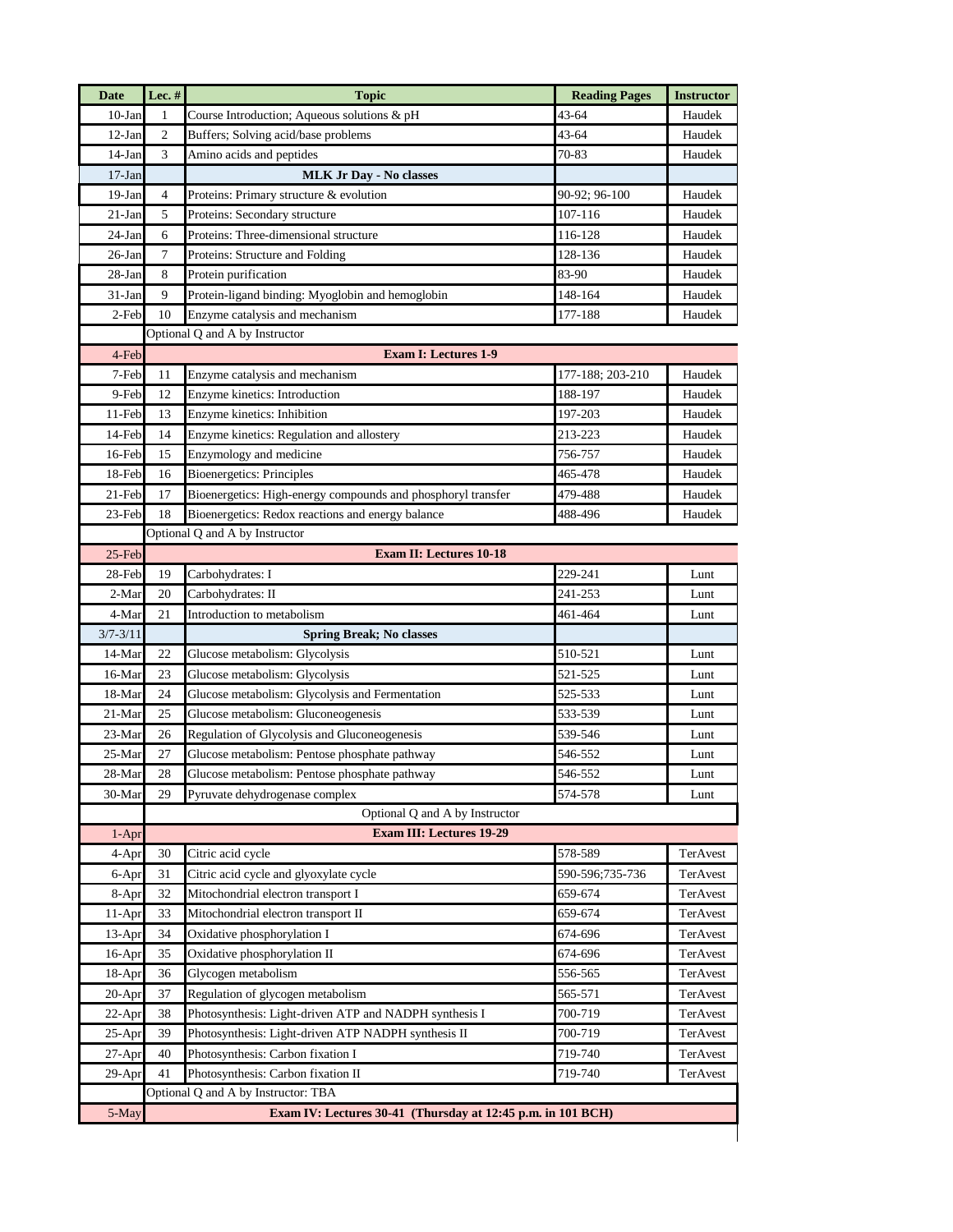| Date | Lec. # | Topic | Reading Pages | Instructor |
|---|---|---|---|---|
| 10-Jan | 1 | Course Introduction; Aqueous solutions & pH | 43-64 | Haudek |
| 12-Jan | 2 | Buffers; Solving acid/base problems | 43-64 | Haudek |
| 14-Jan | 3 | Amino acids and peptides | 70-83 | Haudek |
| 17-Jan | | **MLK Jr Day - No classes** | | |
| 19-Jan | 4 | Proteins: Primary structure & evolution | 90-92; 96-100 | Haudek |
| 21-Jan | 5 | Proteins: Secondary structure | 107-116 | Haudek |
| 24-Jan | 6 | Proteins: Three-dimensional structure | 116-128 | Haudek |
| 26-Jan | 7 | Proteins: Structure and Folding | 128-136 | Haudek |
| 28-Jan | 8 | Protein purification | 83-90 | Haudek |
| 31-Jan | 9 | Protein-ligand binding: Myoglobin and hemoglobin | 148-164 | Haudek |
| 2-Feb | 10 | Enzyme catalysis and mechanism | 177-188 | Haudek |
| | | Optional Q and A by Instructor | | |
| 4-Feb | | **Exam I: Lectures 1-9** | | |
| 7-Feb | 11 | Enzyme catalysis and mechanism | 177-188; 203-210 | Haudek |
| 9-Feb | 12 | Enzyme kinetics: Introduction | 188-197 | Haudek |
| 11-Feb | 13 | Enzyme kinetics: Inhibition | 197-203 | Haudek |
| 14-Feb | 14 | Enzyme kinetics: Regulation and allostery | 213-223 | Haudek |
| 16-Feb | 15 | Enzymology and medicine | 756-757 | Haudek |
| 18-Feb | 16 | Bioenergetics: Principles | 465-478 | Haudek |
| 21-Feb | 17 | Bioenergetics: High-energy compounds and phosphoryl transfer | 479-488 | Haudek |
| 23-Feb | 18 | Bioenergetics: Redox reactions and energy balance | 488-496 | Haudek |
| | | Optional Q and A by Instructor | | |
| 25-Feb | | **Exam II: Lectures 10-18** | | |
| 28-Feb | 19 | Carbohydrates: I | 229-241 | Lunt |
| 2-Mar | 20 | Carbohydrates: II | 241-253 | Lunt |
| 4-Mar | 21 | Introduction to metabolism | 461-464 | Lunt |
| 3/7-3/11 | | **Spring Break; No classes** | | |
| 14-Mar | 22 | Glucose metabolism: Glycolysis | 510-521 | Lunt |
| 16-Mar | 23 | Glucose metabolism: Glycolysis | 521-525 | Lunt |
| 18-Mar | 24 | Glucose metabolism: Glycolysis and Fermentation | 525-533 | Lunt |
| 21-Mar | 25 | Glucose metabolism: Gluconeogenesis | 533-539 | Lunt |
| 23-Mar | 26 | Regulation of Glycolysis and Gluconeogenesis | 539-546 | Lunt |
| 25-Mar | 27 | Glucose metabolism: Pentose phosphate pathway | 546-552 | Lunt |
| 28-Mar | 28 | Glucose metabolism: Pentose phosphate pathway | 546-552 | Lunt |
| 30-Mar | 29 | Pyruvate dehydrogenase complex | 574-578 | Lunt |
| | | Optional Q and A by Instructor | | |
| 1-Apr | | **Exam III: Lectures 19-29** | | |
| 4-Apr | 30 | Citric acid cycle | 578-589 | TerAvest |
| 6-Apr | 31 | Citric acid cycle and glyoxylate cycle | 590-596;735-736 | TerAvest |
| 8-Apr | 32 | Mitochondrial electron transport I | 659-674 | TerAvest |
| 11-Apr | 33 | Mitochondrial electron transport II | 659-674 | TerAvest |
| 13-Apr | 34 | Oxidative phosphorylation I | 674-696 | TerAvest |
| 16-Apr | 35 | Oxidative phosphorylation II | 674-696 | TerAvest |
| 18-Apr | 36 | Glycogen metabolism | 556-565 | TerAvest |
| 20-Apr | 37 | Regulation of glycogen metabolism | 565-571 | TerAvest |
| 22-Apr | 38 | Photosynthesis: Light-driven ATP and NADPH synthesis I | 700-719 | TerAvest |
| 25-Apr | 39 | Photosynthesis: Light-driven ATP NADPH synthesis II | 700-719 | TerAvest |
| 27-Apr | 40 | Photosynthesis: Carbon fixation I | 719-740 | TerAvest |
| 29-Apr | 41 | Photosynthesis: Carbon fixation II | 719-740 | TerAvest |
| | | Optional Q and A by Instructor: TBA | | |
| 5-May | | **Exam IV: Lectures 30-41 (Thursday at 12:45 p.m. in 101 BCH)** | | |